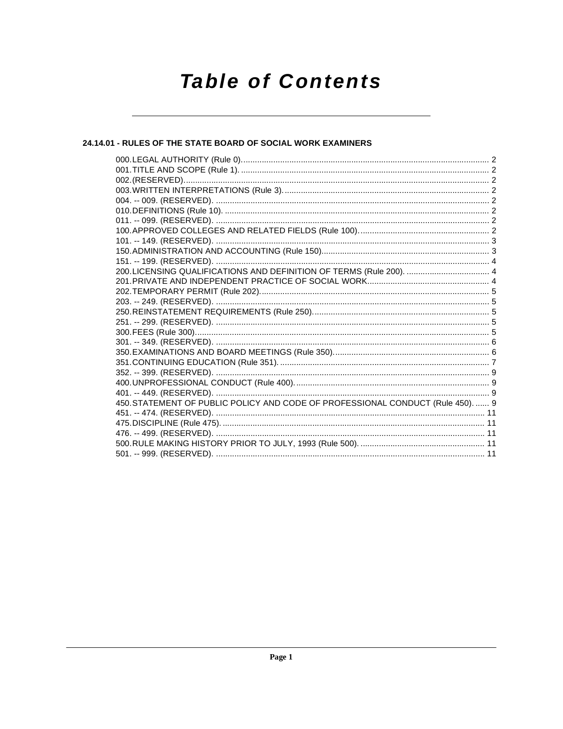# Table of Contents

## 24.14.01 - RULES OF THE STATE BOARD OF SOCIAL WORK EXAMINERS

000.LEGAL AUTHORITY (Rule 0)........................................................................................................... 2
001.TITLE AND SCOPE (Rule 1). .......................................................................................................... 2
002.(RESERVED).................................................................................................................................... 2
003.WRITTEN INTERPRETATIONS (Rule 3)......................................................................................... 2
004. -- 009. (RESERVED). ...................................................................................................................... 2
010.DEFINITIONS (Rule 10). .................................................................................................................. 2
011. -- 099. (RESERVED). ...................................................................................................................... 2
100.APPROVED COLLEGES AND RELATED FIELDS (Rule 100)........................................................ 2
101. -- 149. (RESERVED). ...................................................................................................................... 3
150.ADMINISTRATION AND ACCOUNTING (Rule 150)........................................................................ 3
151. -- 199. (RESERVED). ...................................................................................................................... 4
200.LICENSING QUALIFICATIONS AND DEFINITION OF TERMS (Rule 200). .................................... 4
201.PRIVATE AND INDEPENDENT PRACTICE OF SOCIAL WORK.................................................... 4
202.TEMPORARY PERMIT (Rule 202).................................................................................................. 5
203. -- 249. (RESERVED). ...................................................................................................................... 5
250.REINSTATEMENT REQUIREMENTS (Rule 250)............................................................................ 5
251. -- 299. (RESERVED). ...................................................................................................................... 5
300.FEES (Rule 300)............................................................................................................................... 5
301. -- 349. (RESERVED). ...................................................................................................................... 6
350.EXAMINATIONS AND BOARD MEETINGS (Rule 350)................................................................... 6
351.CONTINUING EDUCATION (Rule 351). .......................................................................................... 7
352. -- 399. (RESERVED). ...................................................................................................................... 9
400.UNPROFESSIONAL CONDUCT (Rule 400)..................................................................................... 9
401. -- 449. (RESERVED). ...................................................................................................................... 9
450.STATEMENT OF PUBLIC POLICY AND CODE OF PROFESSIONAL CONDUCT (Rule 450). ...... 9
451. -- 474. (RESERVED). .................................................................................................................... 11
475.DISCIPLINE (Rule 475). ................................................................................................................. 11
476. -- 499. (RESERVED). .................................................................................................................... 11
500.RULE MAKING HISTORY PRIOR TO JULY, 1993 (Rule 500). ...................................................... 11
501. -- 999. (RESERVED). .................................................................................................................... 11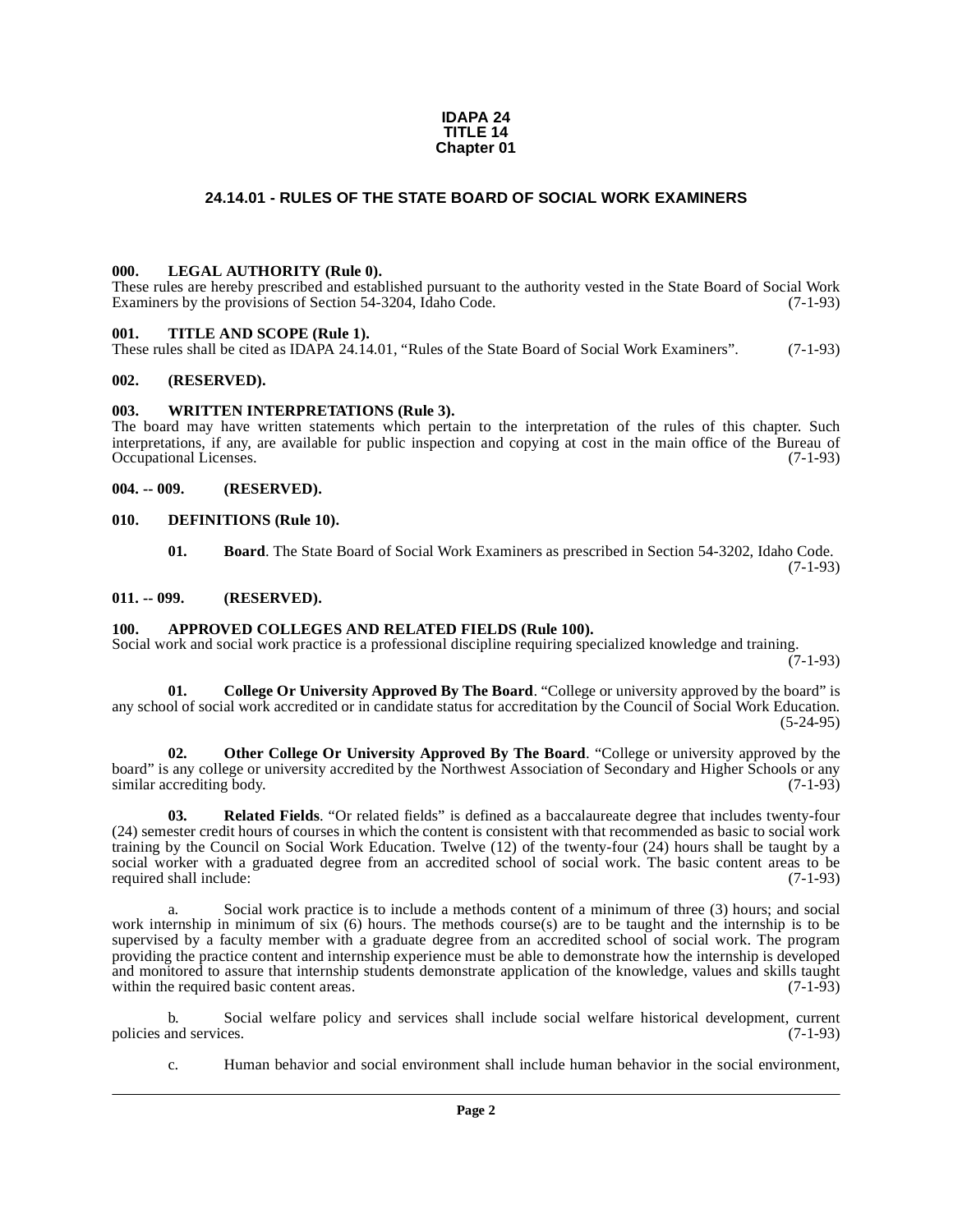**IDAPA 24**
**TITLE 14**
**Chapter 01**

## 24.14.01 - RULES OF THE STATE BOARD OF SOCIAL WORK EXAMINERS

### 000. LEGAL AUTHORITY (Rule 0).

These rules are hereby prescribed and established pursuant to the authority vested in the State Board of Social Work Examiners by the provisions of Section 54-3204, Idaho Code. (7-1-93)

### 001. TITLE AND SCOPE (Rule 1).

These rules shall be cited as IDAPA 24.14.01, "Rules of the State Board of Social Work Examiners". (7-1-93)

### 002. (RESERVED).

### 003. WRITTEN INTERPRETATIONS (Rule 3).

The board may have written statements which pertain to the interpretation of the rules of this chapter. Such interpretations, if any, are available for public inspection and copying at cost in the main office of the Bureau of Occupational Licenses. (7-1-93)

### 004. -- 009. (RESERVED).

### 010. DEFINITIONS (Rule 10).

**01. Board**. The State Board of Social Work Examiners as prescribed in Section 54-3202, Idaho Code. (7-1-93)

### 011. -- 099. (RESERVED).

### 100. APPROVED COLLEGES AND RELATED FIELDS (Rule 100).

Social work and social work practice is a professional discipline requiring specialized knowledge and training. (7-1-93)

**01. College Or University Approved By The Board**. "College or university approved by the board" is any school of social work accredited or in candidate status for accreditation by the Council of Social Work Education. (5-24-95)

**02. Other College Or University Approved By The Board**. "College or university approved by the board" is any college or university accredited by the Northwest Association of Secondary and Higher Schools or any similar accrediting body. (7-1-93)

**03. Related Fields**. "Or related fields" is defined as a baccalaureate degree that includes twenty-four (24) semester credit hours of courses in which the content is consistent with that recommended as basic to social work training by the Council on Social Work Education. Twelve (12) of the twenty-four (24) hours shall be taught by a social worker with a graduated degree from an accredited school of social work. The basic content areas to be required shall include: (7-1-93)

a. Social work practice is to include a methods content of a minimum of three (3) hours; and social work internship in minimum of six (6) hours. The methods course(s) are to be taught and the internship is to be supervised by a faculty member with a graduate degree from an accredited school of social work. The program providing the practice content and internship experience must be able to demonstrate how the internship is developed and monitored to assure that internship students demonstrate application of the knowledge, values and skills taught within the required basic content areas. (7-1-93)

b. Social welfare policy and services shall include social welfare historical development, current policies and services. (7-1-93)

c. Human behavior and social environment shall include human behavior in the social environment,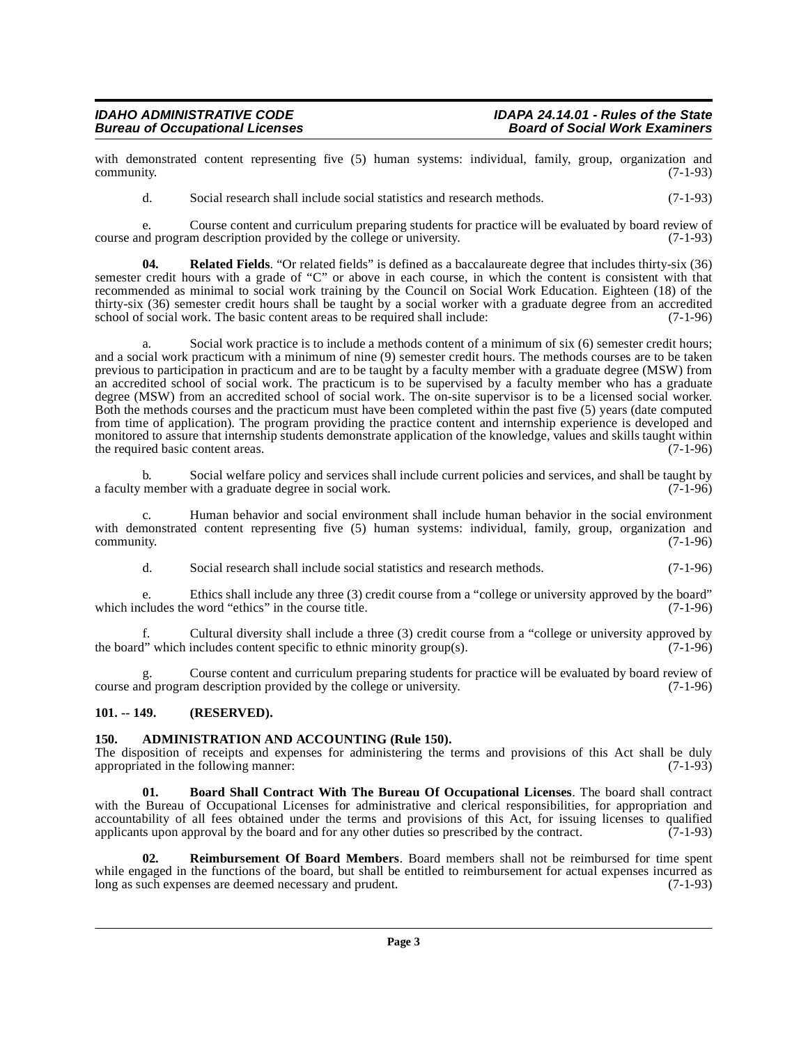with demonstrated content representing five (5) human systems: individual, family, group, organization and community. (7-1-93)

d. Social research shall include social statistics and research methods. (7-1-93)

e. Course content and curriculum preparing students for practice will be evaluated by board review of course and program description provided by the college or university. (7-1-93)

**04. Related Fields**. "Or related fields" is defined as a baccalaureate degree that includes thirty-six (36) semester credit hours with a grade of "C" or above in each course, in which the content is consistent with that recommended as minimal to social work training by the Council on Social Work Education. Eighteen (18) of the thirty-six (36) semester credit hours shall be taught by a social worker with a graduate degree from an accredited school of social work. The basic content areas to be required shall include: (7-1-96)

a. Social work practice is to include a methods content of a minimum of six (6) semester credit hours; and a social work practicum with a minimum of nine (9) semester credit hours. The methods courses are to be taken previous to participation in practicum and are to be taught by a faculty member with a graduate degree (MSW) from an accredited school of social work. The practicum is to be supervised by a faculty member who has a graduate degree (MSW) from an accredited school of social work. The on-site supervisor is to be a licensed social worker. Both the methods courses and the practicum must have been completed within the past five (5) years (date computed from time of application). The program providing the practice content and internship experience is developed and monitored to assure that internship students demonstrate application of the knowledge, values and skills taught within the required basic content areas. (7-1-96)

b. Social welfare policy and services shall include current policies and services, and shall be taught by a faculty member with a graduate degree in social work. (7-1-96)

c. Human behavior and social environment shall include human behavior in the social environment with demonstrated content representing five (5) human systems: individual, family, group, organization and community. (7-1-96)

d. Social research shall include social statistics and research methods. (7-1-96)

e. Ethics shall include any three (3) credit course from a "college or university approved by the board" which includes the word "ethics" in the course title. (7-1-96)

f. Cultural diversity shall include a three (3) credit course from a "college or university approved by the board" which includes content specific to ethnic minority group(s). (7-1-96)

g. Course content and curriculum preparing students for practice will be evaluated by board review of course and program description provided by the college or university. (7-1-96)

### 101. -- 149. (RESERVED).

### 150. ADMINISTRATION AND ACCOUNTING (Rule 150).

The disposition of receipts and expenses for administering the terms and provisions of this Act shall be duly appropriated in the following manner: (7-1-93)

**01. Board Shall Contract With The Bureau Of Occupational Licenses**. The board shall contract with the Bureau of Occupational Licenses for administrative and clerical responsibilities, for appropriation and accountability of all fees obtained under the terms and provisions of this Act, for issuing licenses to qualified applicants upon approval by the board and for any other duties so prescribed by the contract. (7-1-93)

**02. Reimbursement Of Board Members**. Board members shall not be reimbursed for time spent while engaged in the functions of the board, but shall be entitled to reimbursement for actual expenses incurred as long as such expenses are deemed necessary and prudent. (7-1-93)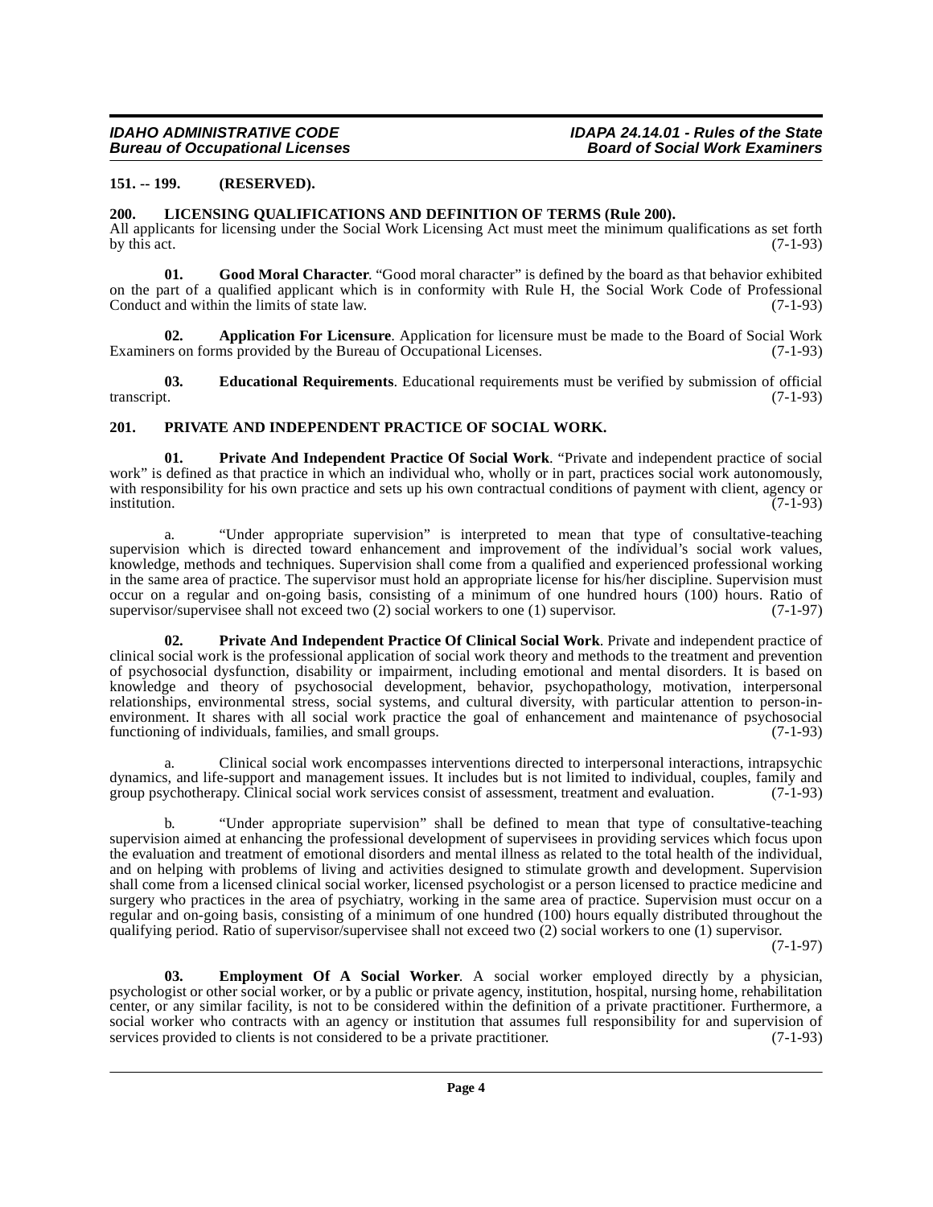### 151. -- 199. (RESERVED).

### 200. LICENSING QUALIFICATIONS AND DEFINITION OF TERMS (Rule 200).

All applicants for licensing under the Social Work Licensing Act must meet the minimum qualifications as set forth by this act. (7-1-93)

**01. Good Moral Character**. "Good moral character" is defined by the board as that behavior exhibited on the part of a qualified applicant which is in conformity with Rule H, the Social Work Code of Professional Conduct and within the limits of state law. (7-1-93)

**02. Application For Licensure**. Application for licensure must be made to the Board of Social Work Examiners on forms provided by the Bureau of Occupational Licenses. (7-1-93)

**03. Educational Requirements**. Educational requirements must be verified by submission of official transcript. (7-1-93)

### 201. PRIVATE AND INDEPENDENT PRACTICE OF SOCIAL WORK.

**01. Private And Independent Practice Of Social Work**. "Private and independent practice of social work" is defined as that practice in which an individual who, wholly or in part, practices social work autonomously, with responsibility for his own practice and sets up his own contractual conditions of payment with client, agency or institution. (7-1-93)

a. "Under appropriate supervision" is interpreted to mean that type of consultative-teaching supervision which is directed toward enhancement and improvement of the individual's social work values, knowledge, methods and techniques. Supervision shall come from a qualified and experienced professional working in the same area of practice. The supervisor must hold an appropriate license for his/her discipline. Supervision must occur on a regular and on-going basis, consisting of a minimum of one hundred hours (100) hours. Ratio of supervisor/supervisee shall not exceed two (2) social workers to one (1) supervisor. (7-1-97)

**02. Private And Independent Practice Of Clinical Social Work**. Private and independent practice of clinical social work is the professional application of social work theory and methods to the treatment and prevention of psychosocial dysfunction, disability or impairment, including emotional and mental disorders. It is based on knowledge and theory of psychosocial development, behavior, psychopathology, motivation, interpersonal relationships, environmental stress, social systems, and cultural diversity, with particular attention to person-in-environment. It shares with all social work practice the goal of enhancement and maintenance of psychosocial functioning of individuals, families, and small groups. (7-1-93)

a. Clinical social work encompasses interventions directed to interpersonal interactions, intrapsychic dynamics, and life-support and management issues. It includes but is not limited to individual, couples, family and group psychotherapy. Clinical social work services consist of assessment, treatment and evaluation. (7-1-93)

b. "Under appropriate supervision" shall be defined to mean that type of consultative-teaching supervision aimed at enhancing the professional development of supervisees in providing services which focus upon the evaluation and treatment of emotional disorders and mental illness as related to the total health of the individual, and on helping with problems of living and activities designed to stimulate growth and development. Supervision shall come from a licensed clinical social worker, licensed psychologist or a person licensed to practice medicine and surgery who practices in the area of psychiatry, working in the same area of practice. Supervision must occur on a regular and on-going basis, consisting of a minimum of one hundred (100) hours equally distributed throughout the qualifying period. Ratio of supervisor/supervisee shall not exceed two (2) social workers to one (1) supervisor. (7-1-97)

**03. Employment Of A Social Worker**. A social worker employed directly by a physician, psychologist or other social worker, or by a public or private agency, institution, hospital, nursing home, rehabilitation center, or any similar facility, is not to be considered within the definition of a private practitioner. Furthermore, a social worker who contracts with an agency or institution that assumes full responsibility for and supervision of services provided to clients is not considered to be a private practitioner. (7-1-93)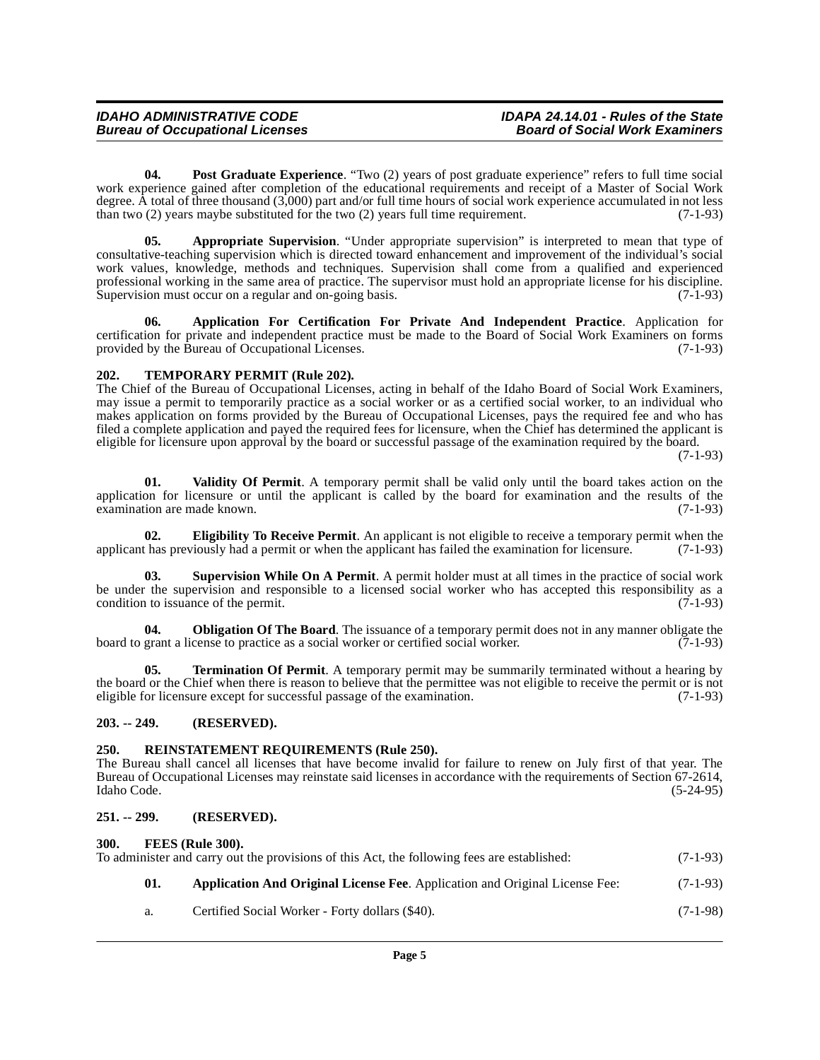**04. Post Graduate Experience**. "Two (2) years of post graduate experience" refers to full time social work experience gained after completion of the educational requirements and receipt of a Master of Social Work degree. A total of three thousand (3,000) part and/or full time hours of social work experience accumulated in not less than two (2) years maybe substituted for the two (2) years full time requirement. (7-1-93)

**05. Appropriate Supervision**. "Under appropriate supervision" is interpreted to mean that type of consultative-teaching supervision which is directed toward enhancement and improvement of the individual's social work values, knowledge, methods and techniques. Supervision shall come from a qualified and experienced professional working in the same area of practice. The supervisor must hold an appropriate license for his discipline. Supervision must occur on a regular and on-going basis. (7-1-93)

**06. Application For Certification For Private And Independent Practice**. Application for certification for private and independent practice must be made to the Board of Social Work Examiners on forms provided by the Bureau of Occupational Licenses. (7-1-93)

## 202. TEMPORARY PERMIT (Rule 202).

The Chief of the Bureau of Occupational Licenses, acting in behalf of the Idaho Board of Social Work Examiners, may issue a permit to temporarily practice as a social worker or as a certified social worker, to an individual who makes application on forms provided by the Bureau of Occupational Licenses, pays the required fee and who has filed a complete application and payed the required fees for licensure, when the Chief has determined the applicant is eligible for licensure upon approval by the board or successful passage of the examination required by the board. (7-1-93)

**01. Validity Of Permit**. A temporary permit shall be valid only until the board takes action on the application for licensure or until the applicant is called by the board for examination and the results of the examination are made known. (7-1-93)

**02. Eligibility To Receive Permit**. An applicant is not eligible to receive a temporary permit when the applicant has previously had a permit or when the applicant has failed the examination for licensure. (7-1-93)

**03. Supervision While On A Permit**. A permit holder must at all times in the practice of social work be under the supervision and responsible to a licensed social worker who has accepted this responsibility as a condition to issuance of the permit. (7-1-93)

**04. Obligation Of The Board**. The issuance of a temporary permit does not in any manner obligate the board to grant a license to practice as a social worker or certified social worker. (7-1-93)

**05. Termination Of Permit**. A temporary permit may be summarily terminated without a hearing by the board or the Chief when there is reason to believe that the permittee was not eligible to receive the permit or is not eligible for licensure except for successful passage of the examination. (7-1-93)

## 203. -- 249. (RESERVED).

## 250. REINSTATEMENT REQUIREMENTS (Rule 250).

The Bureau shall cancel all licenses that have become invalid for failure to renew on July first of that year. The Bureau of Occupational Licenses may reinstate said licenses in accordance with the requirements of Section 67-2614, Idaho Code. (5-24-95)

## 251. -- 299. (RESERVED).

## 300. FEES (Rule 300).

To administer and carry out the provisions of this Act, the following fees are established: (7-1-93)

**01. Application And Original License Fee**. Application and Original License Fee: (7-1-93)

a. Certified Social Worker - Forty dollars ($40). (7-1-98)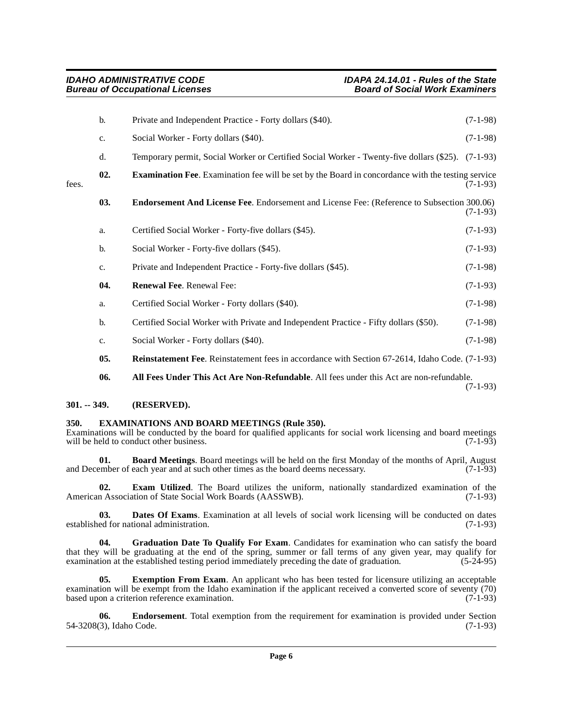b. Private and Independent Practice - Forty dollars ($40). (7-1-98)

c. Social Worker - Forty dollars ($40). (7-1-98)

d. Temporary permit, Social Worker or Certified Social Worker - Twenty-five dollars ($25). (7-1-93)

**02. Examination Fee**. Examination fee will be set by the Board in concordance with the testing service fees. (7-1-93)

**03. Endorsement And License Fee**. Endorsement and License Fee: (Reference to Subsection 300.06) (7-1-93)

a. Certified Social Worker - Forty-five dollars ($45). (7-1-93)

b. Social Worker - Forty-five dollars ($45). (7-1-93)

c. Private and Independent Practice - Forty-five dollars ($45). (7-1-98)

**04. Renewal Fee**. Renewal Fee: (7-1-93)

a. Certified Social Worker - Forty dollars ($40). (7-1-98)

b. Certified Social Worker with Private and Independent Practice - Fifty dollars ($50). (7-1-98)

c. Social Worker - Forty dollars ($40). (7-1-98)

**05. Reinstatement Fee**. Reinstatement fees in accordance with Section 67-2614, Idaho Code. (7-1-93)

**06. All Fees Under This Act Are Non-Refundable**. All fees under this Act are non-refundable. (7-1-93)

## 301. -- 349. (RESERVED).

## 350. EXAMINATIONS AND BOARD MEETINGS (Rule 350).

Examinations will be conducted by the board for qualified applicants for social work licensing and board meetings will be held to conduct other business. (7-1-93)

**01. Board Meetings**. Board meetings will be held on the first Monday of the months of April, August and December of each year and at such other times as the board deems necessary. (7-1-93)

**02. Exam Utilized**. The Board utilizes the uniform, nationally standardized examination of the American Association of State Social Work Boards (AASSWB). (7-1-93)

**03. Dates Of Exams**. Examination at all levels of social work licensing will be conducted on dates established for national administration. (7-1-93)

**04. Graduation Date To Qualify For Exam**. Candidates for examination who can satisfy the board that they will be graduating at the end of the spring, summer or fall terms of any given year, may qualify for examination at the established testing period immediately preceding the date of graduation. (5-24-95)

**05. Exemption From Exam**. An applicant who has been tested for licensure utilizing an acceptable examination will be exempt from the Idaho examination if the applicant received a converted score of seventy (70) based upon a criterion reference examination. (7-1-93)

**06. Endorsement**. Total exemption from the requirement for examination is provided under Section 54-3208(3), Idaho Code. (7-1-93)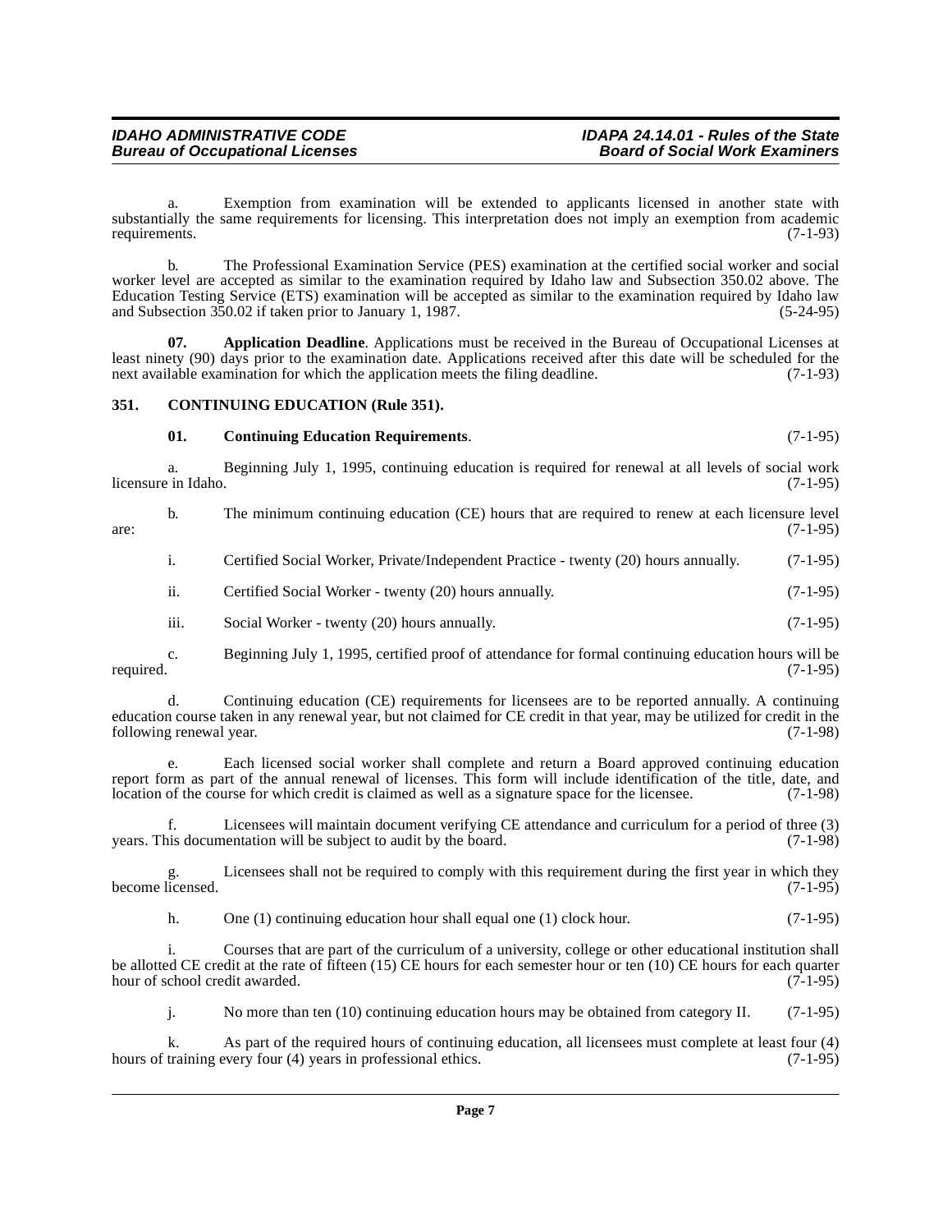a. Exemption from examination will be extended to applicants licensed in another state with substantially the same requirements for licensing. This interpretation does not imply an exemption from academic requirements. (7-1-93)

b. The Professional Examination Service (PES) examination at the certified social worker and social worker level are accepted as similar to the examination required by Idaho law and Subsection 350.02 above. The Education Testing Service (ETS) examination will be accepted as similar to the examination required by Idaho law and Subsection 350.02 if taken prior to January 1, 1987. (5-24-95)

**07. Application Deadline**. Applications must be received in the Bureau of Occupational Licenses at least ninety (90) days prior to the examination date. Applications received after this date will be scheduled for the next available examination for which the application meets the filing deadline. (7-1-93)

## 351. CONTINUING EDUCATION (Rule 351).

**01. Continuing Education Requirements**. (7-1-95)

a. Beginning July 1, 1995, continuing education is required for renewal at all levels of social work licensure in Idaho. (7-1-95)

b. The minimum continuing education (CE) hours that are required to renew at each licensure level are: (7-1-95)

i. Certified Social Worker, Private/Independent Practice - twenty (20) hours annually. (7-1-95)

ii. Certified Social Worker - twenty (20) hours annually. (7-1-95)

iii. Social Worker - twenty (20) hours annually. (7-1-95)

c. Beginning July 1, 1995, certified proof of attendance for formal continuing education hours will be required. (7-1-95)

d. Continuing education (CE) requirements for licensees are to be reported annually. A continuing education course taken in any renewal year, but not claimed for CE credit in that year, may be utilized for credit in the following renewal year. (7-1-98)

e. Each licensed social worker shall complete and return a Board approved continuing education report form as part of the annual renewal of licenses. This form will include identification of the title, date, and location of the course for which credit is claimed as well as a signature space for the licensee. (7-1-98)

f. Licensees will maintain document verifying CE attendance and curriculum for a period of three (3) years. This documentation will be subject to audit by the board. (7-1-98)

g. Licensees shall not be required to comply with this requirement during the first year in which they become licensed. (7-1-95)

h. One (1) continuing education hour shall equal one (1) clock hour. (7-1-95)

i. Courses that are part of the curriculum of a university, college or other educational institution shall be allotted CE credit at the rate of fifteen (15) CE hours for each semester hour or ten (10) CE hours for each quarter hour of school credit awarded. (7-1-95)

j. No more than ten (10) continuing education hours may be obtained from category II. (7-1-95)

k. As part of the required hours of continuing education, all licensees must complete at least four (4) hours of training every four (4) years in professional ethics. (7-1-95)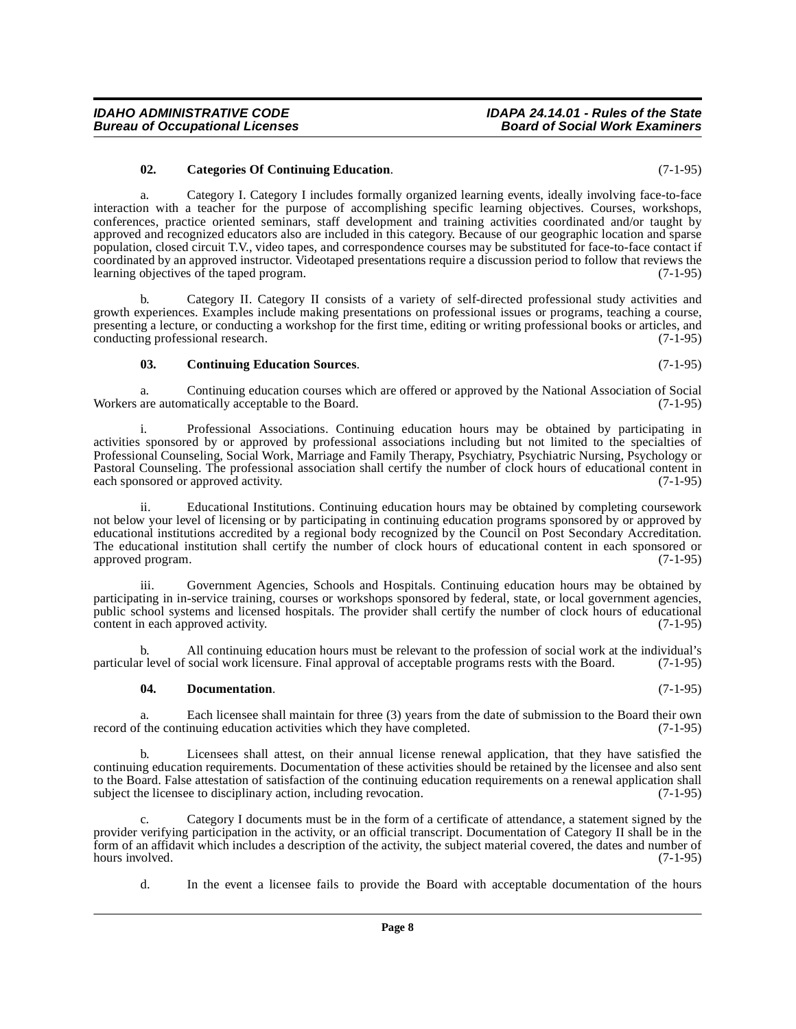**02. Categories Of Continuing Education**. (7-1-95)

a. Category I. Category I includes formally organized learning events, ideally involving face-to-face interaction with a teacher for the purpose of accomplishing specific learning objectives. Courses, workshops, conferences, practice oriented seminars, staff development and training activities coordinated and/or taught by approved and recognized educators also are included in this category. Because of our geographic location and sparse population, closed circuit T.V., video tapes, and correspondence courses may be substituted for face-to-face contact if coordinated by an approved instructor. Videotaped presentations require a discussion period to follow that reviews the learning objectives of the taped program. (7-1-95)

b. Category II. Category II consists of a variety of self-directed professional study activities and growth experiences. Examples include making presentations on professional issues or programs, teaching a course, presenting a lecture, or conducting a workshop for the first time, editing or writing professional books or articles, and conducting professional research. (7-1-95)

**03. Continuing Education Sources**. (7-1-95)

a. Continuing education courses which are offered or approved by the National Association of Social Workers are automatically acceptable to the Board. (7-1-95)

i. Professional Associations. Continuing education hours may be obtained by participating in activities sponsored by or approved by professional associations including but not limited to the specialties of Professional Counseling, Social Work, Marriage and Family Therapy, Psychiatry, Psychiatric Nursing, Psychology or Pastoral Counseling. The professional association shall certify the number of clock hours of educational content in each sponsored or approved activity. (7-1-95)

ii. Educational Institutions. Continuing education hours may be obtained by completing coursework not below your level of licensing or by participating in continuing education programs sponsored by or approved by educational institutions accredited by a regional body recognized by the Council on Post Secondary Accreditation. The educational institution shall certify the number of clock hours of educational content in each sponsored or approved program. (7-1-95)

iii. Government Agencies, Schools and Hospitals. Continuing education hours may be obtained by participating in in-service training, courses or workshops sponsored by federal, state, or local government agencies, public school systems and licensed hospitals. The provider shall certify the number of clock hours of educational content in each approved activity. (7-1-95)

b. All continuing education hours must be relevant to the profession of social work at the individual's particular level of social work licensure. Final approval of acceptable programs rests with the Board. (7-1-95)

**04. Documentation**. (7-1-95)

a. Each licensee shall maintain for three (3) years from the date of submission to the Board their own record of the continuing education activities which they have completed. (7-1-95)

b. Licensees shall attest, on their annual license renewal application, that they have satisfied the continuing education requirements. Documentation of these activities should be retained by the licensee and also sent to the Board. False attestation of satisfaction of the continuing education requirements on a renewal application shall subject the licensee to disciplinary action, including revocation. (7-1-95)

c. Category I documents must be in the form of a certificate of attendance, a statement signed by the provider verifying participation in the activity, or an official transcript. Documentation of Category II shall be in the form of an affidavit which includes a description of the activity, the subject material covered, the dates and number of hours involved. (7-1-95)

d. In the event a licensee fails to provide the Board with acceptable documentation of the hours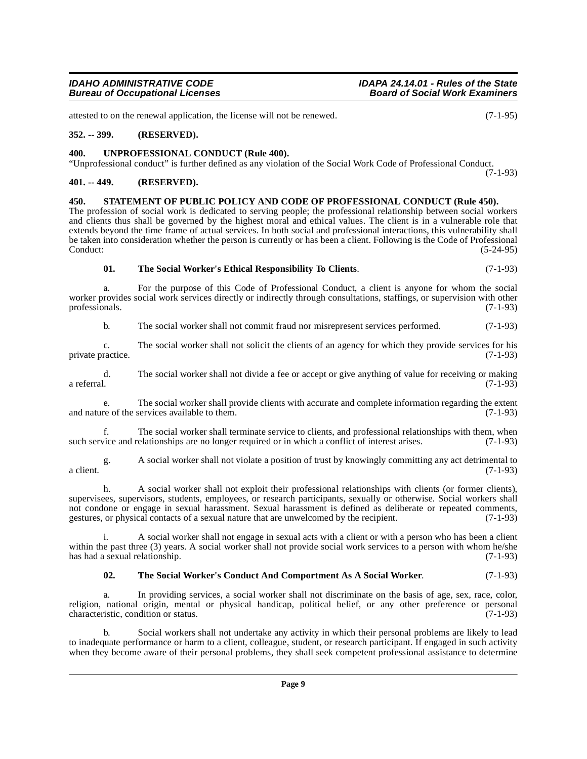attested to on the renewal application, the license will not be renewed. (7-1-95)

### 352. -- 399. (RESERVED).

### 400. UNPROFESSIONAL CONDUCT (Rule 400).

"Unprofessional conduct" is further defined as any violation of the Social Work Code of Professional Conduct. (7-1-93)

### 401. -- 449. (RESERVED).

### 450. STATEMENT OF PUBLIC POLICY AND CODE OF PROFESSIONAL CONDUCT (Rule 450).

The profession of social work is dedicated to serving people; the professional relationship between social workers and clients thus shall be governed by the highest moral and ethical values. The client is in a vulnerable role that extends beyond the time frame of actual services. In both social and professional interactions, this vulnerability shall be taken into consideration whether the person is currently or has been a client. Following is the Code of Professional Conduct: (5-24-95)

**01. The Social Worker's Ethical Responsibility To Clients**. (7-1-93)

a. For the purpose of this Code of Professional Conduct, a client is anyone for whom the social worker provides social work services directly or indirectly through consultations, staffings, or supervision with other professionals. (7-1-93)

b. The social worker shall not commit fraud nor misrepresent services performed. (7-1-93)

c. The social worker shall not solicit the clients of an agency for which they provide services for his private practice. (7-1-93)

d. The social worker shall not divide a fee or accept or give anything of value for receiving or making a referral. (7-1-93)

e. The social worker shall provide clients with accurate and complete information regarding the extent and nature of the services available to them. (7-1-93)

f. The social worker shall terminate service to clients, and professional relationships with them, when such service and relationships are no longer required or in which a conflict of interest arises. (7-1-93)

g. A social worker shall not violate a position of trust by knowingly committing any act detrimental to a client. (7-1-93)

h. A social worker shall not exploit their professional relationships with clients (or former clients), supervisees, supervisors, students, employees, or research participants, sexually or otherwise. Social workers shall not condone or engage in sexual harassment. Sexual harassment is defined as deliberate or repeated comments, gestures, or physical contacts of a sexual nature that are unwelcomed by the recipient. (7-1-93)

i. A social worker shall not engage in sexual acts with a client or with a person who has been a client within the past three (3) years. A social worker shall not provide social work services to a person with whom he/she has had a sexual relationship. (7-1-93)

**02. The Social Worker's Conduct And Comportment As A Social Worker**. (7-1-93)

a. In providing services, a social worker shall not discriminate on the basis of age, sex, race, color, religion, national origin, mental or physical handicap, political belief, or any other preference or personal characteristic, condition or status. (7-1-93)

b. Social workers shall not undertake any activity in which their personal problems are likely to lead to inadequate performance or harm to a client, colleague, student, or research participant. If engaged in such activity when they become aware of their personal problems, they shall seek competent professional assistance to determine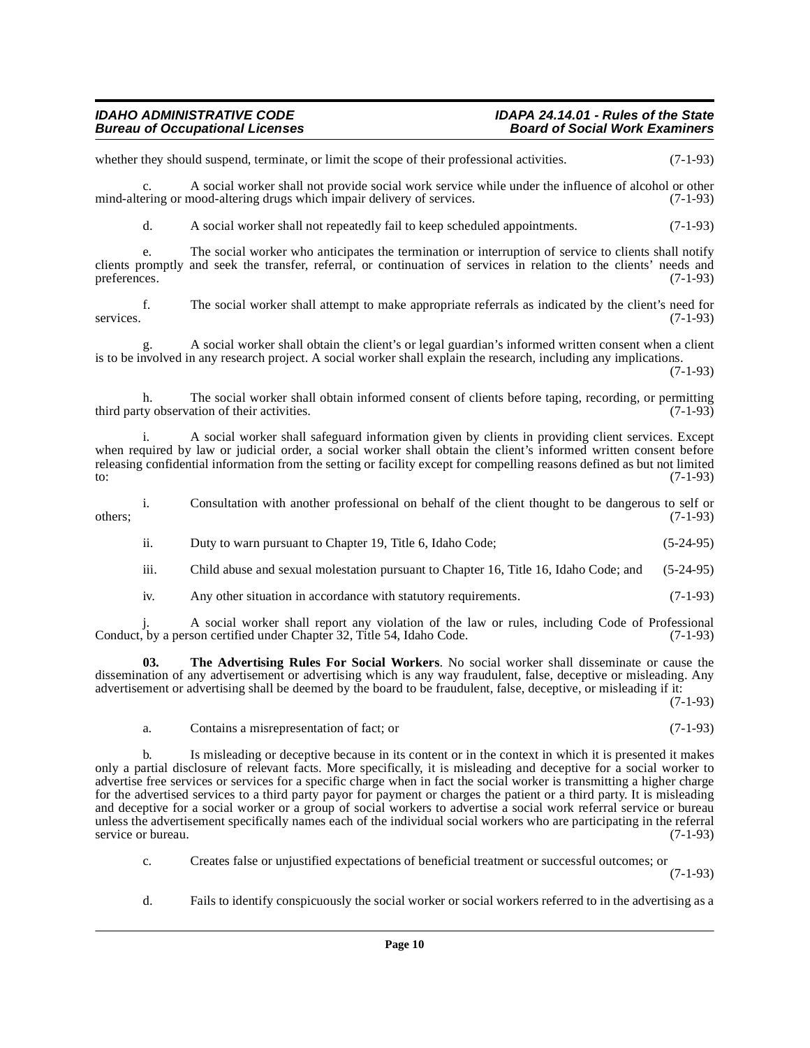whether they should suspend, terminate, or limit the scope of their professional activities. (7-1-93)

c. A social worker shall not provide social work service while under the influence of alcohol or other mind-altering or mood-altering drugs which impair delivery of services. (7-1-93)

d. A social worker shall not repeatedly fail to keep scheduled appointments. (7-1-93)

e. The social worker who anticipates the termination or interruption of service to clients shall notify clients promptly and seek the transfer, referral, or continuation of services in relation to the clients' needs and preferences. (7-1-93)

f. The social worker shall attempt to make appropriate referrals as indicated by the client's need for services. (7-1-93)

g. A social worker shall obtain the client's or legal guardian's informed written consent when a client is to be involved in any research project. A social worker shall explain the research, including any implications. (7-1-93)

h. The social worker shall obtain informed consent of clients before taping, recording, or permitting third party observation of their activities. (7-1-93)

i. A social worker shall safeguard information given by clients in providing client services. Except when required by law or judicial order, a social worker shall obtain the client's informed written consent before releasing confidential information from the setting or facility except for compelling reasons defined as but not limited to: (7-1-93)

i. Consultation with another professional on behalf of the client thought to be dangerous to self or others; (7-1-93)

ii. Duty to warn pursuant to Chapter 19, Title 6, Idaho Code; (5-24-95)

iii. Child abuse and sexual molestation pursuant to Chapter 16, Title 16, Idaho Code; and (5-24-95)

iv. Any other situation in accordance with statutory requirements. (7-1-93)

j. A social worker shall report any violation of the law or rules, including Code of Professional Conduct, by a person certified under Chapter 32, Title 54, Idaho Code. (7-1-93)

**03. The Advertising Rules For Social Workers**. No social worker shall disseminate or cause the dissemination of any advertisement or advertising which is any way fraudulent, false, deceptive or misleading. Any advertisement or advertising shall be deemed by the board to be fraudulent, false, deceptive, or misleading if it: (7-1-93)

a. Contains a misrepresentation of fact; or (7-1-93)

b. Is misleading or deceptive because in its content or in the context in which it is presented it makes only a partial disclosure of relevant facts. More specifically, it is misleading and deceptive for a social worker to advertise free services or services for a specific charge when in fact the social worker is transmitting a higher charge for the advertised services to a third party payor for payment or charges the patient or a third party. It is misleading and deceptive for a social worker or a group of social workers to advertise a social work referral service or bureau unless the advertisement specifically names each of the individual social workers who are participating in the referral service or bureau. (7-1-93)

c. Creates false or unjustified expectations of beneficial treatment or successful outcomes; or (7-1-93)

d. Fails to identify conspicuously the social worker or social workers referred to in the advertising as a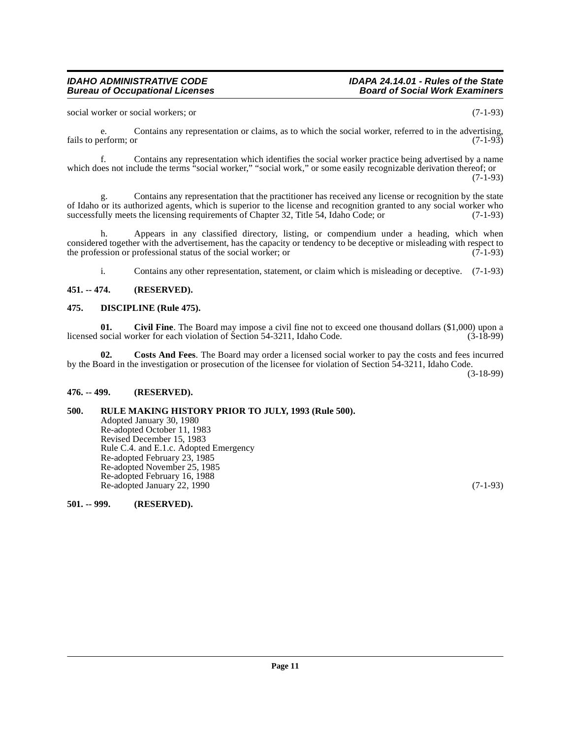social worker or social workers; or (7-1-93)

e. Contains any representation or claims, as to which the social worker, referred to in the advertising, fails to perform; or (7-1-93)

f. Contains any representation which identifies the social worker practice being advertised by a name which does not include the terms "social worker," "social work," or some easily recognizable derivation thereof; or (7-1-93)

g. Contains any representation that the practitioner has received any license or recognition by the state of Idaho or its authorized agents, which is superior to the license and recognition granted to any social worker who successfully meets the licensing requirements of Chapter 32, Title 54, Idaho Code; or (7-1-93)

h. Appears in any classified directory, listing, or compendium under a heading, which when considered together with the advertisement, has the capacity or tendency to be deceptive or misleading with respect to the profession or professional status of the social worker; or (7-1-93)

i. Contains any other representation, statement, or claim which is misleading or deceptive. (7-1-93)

**451. -- 474. (RESERVED).**

**475. DISCIPLINE (Rule 475).**

**01. Civil Fine**. The Board may impose a civil fine not to exceed one thousand dollars ($1,000) upon a licensed social worker for each violation of Section 54-3211, Idaho Code. (3-18-99)

**02. Costs And Fees**. The Board may order a licensed social worker to pay the costs and fees incurred by the Board in the investigation or prosecution of the licensee for violation of Section 54-3211, Idaho Code. (3-18-99)

**476. -- 499. (RESERVED).**

**500. RULE MAKING HISTORY PRIOR TO JULY, 1993 (Rule 500).**

Adopted January 30, 1980
Re-adopted October 11, 1983
Revised December 15, 1983
Rule C.4. and E.1.c. Adopted Emergency
Re-adopted February 23, 1985
Re-adopted November 25, 1985
Re-adopted February 16, 1988
Re-adopted January 22, 1990 (7-1-93)

**501. -- 999. (RESERVED).**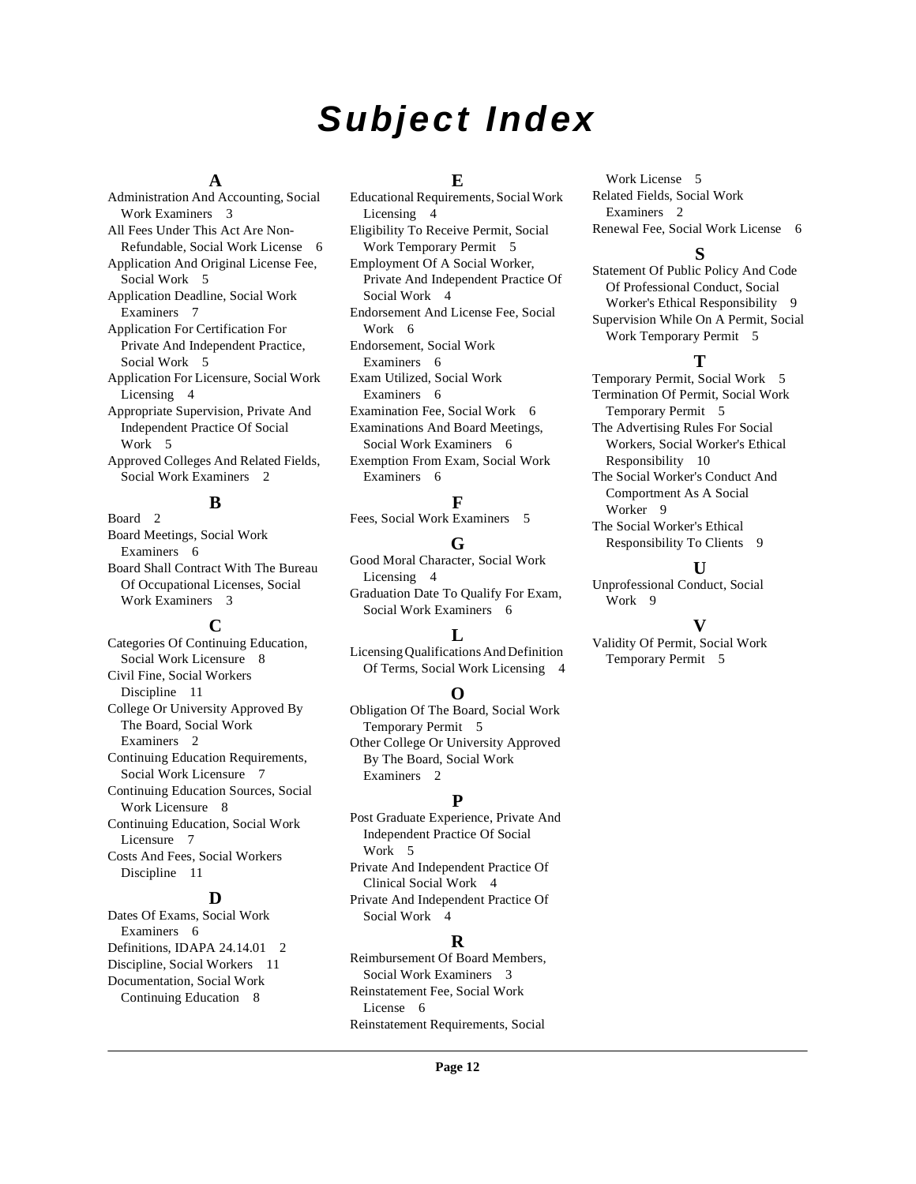# Subject Index

**A**

Administration And Accounting, Social Work Examiners 3
All Fees Under This Act Are Non-Refundable, Social Work License 6
Application And Original License Fee, Social Work 5
Application Deadline, Social Work Examiners 7
Application For Certification For Private And Independent Practice, Social Work 5
Application For Licensure, Social Work Licensing 4
Appropriate Supervision, Private And Independent Practice Of Social Work 5
Approved Colleges And Related Fields, Social Work Examiners 2

**B**

Board 2
Board Meetings, Social Work Examiners 6
Board Shall Contract With The Bureau Of Occupational Licenses, Social Work Examiners 3

**C**

Categories Of Continuing Education, Social Work Licensure 8
Civil Fine, Social Workers Discipline 11
College Or University Approved By The Board, Social Work Examiners 2
Continuing Education Requirements, Social Work Licensure 7
Continuing Education Sources, Social Work Licensure 8
Continuing Education, Social Work Licensure 7
Costs And Fees, Social Workers Discipline 11

**D**

Dates Of Exams, Social Work Examiners 6
Definitions, IDAPA 24.14.01 2
Discipline, Social Workers 11
Documentation, Social Work Continuing Education 8

**E**

Educational Requirements, Social Work Licensing 4
Eligibility To Receive Permit, Social Work Temporary Permit 5
Employment Of A Social Worker, Private And Independent Practice Of Social Work 4
Endorsement And License Fee, Social Work 6
Endorsement, Social Work Examiners 6
Exam Utilized, Social Work Examiners 6
Examination Fee, Social Work 6
Examinations And Board Meetings, Social Work Examiners 6
Exemption From Exam, Social Work Examiners 6

**F**

Fees, Social Work Examiners 5

**G**

Good Moral Character, Social Work Licensing 4
Graduation Date To Qualify For Exam, Social Work Examiners 6

**L**

Licensing Qualifications And Definition Of Terms, Social Work Licensing 4

**O**

Obligation Of The Board, Social Work Temporary Permit 5
Other College Or University Approved By The Board, Social Work Examiners 2

**P**

Post Graduate Experience, Private And Independent Practice Of Social Work 5
Private And Independent Practice Of Clinical Social Work 4
Private And Independent Practice Of Social Work 4

**R**

Reimbursement Of Board Members, Social Work Examiners 3
Reinstatement Fee, Social Work License 6
Reinstatement Requirements, Social Work License 5
Related Fields, Social Work Examiners 2
Renewal Fee, Social Work License 6

**S**

Statement Of Public Policy And Code Of Professional Conduct, Social Worker's Ethical Responsibility 9
Supervision While On A Permit, Social Work Temporary Permit 5

**T**

Temporary Permit, Social Work 5
Termination Of Permit, Social Work Temporary Permit 5
The Advertising Rules For Social Workers, Social Worker's Ethical Responsibility 10
The Social Worker's Conduct And Comportment As A Social Worker 9
The Social Worker's Ethical Responsibility To Clients 9

**U**

Unprofessional Conduct, Social Work 9

**V**

Validity Of Permit, Social Work Temporary Permit 5